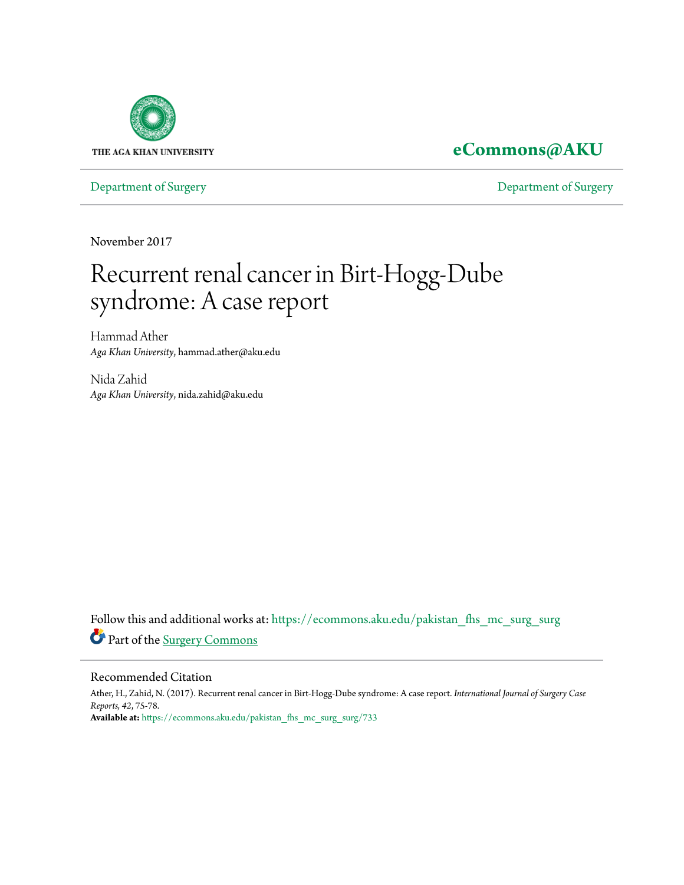THE AGA KHAN UNIVERSITY

**eCommons@AKU**

Department of Surgery | Department of Surgery

November 2017

# Recurrent renal cancer in Birt-Hogg-Dube syndrome: A case report

Hammad Ather
*Aga Khan University*, hammad.ather@aku.edu

Nida Zahid
*Aga Khan University*, nida.zahid@aku.edu

Follow this and additional works at: https://ecommons.aku.edu/pakistan_fhs_mc_surg_surg

Part of the Surgery Commons

## Recommended Citation

Ather, H., Zahid, N. (2017). Recurrent renal cancer in Birt-Hogg-Dube syndrome: A case report. *International Journal of Surgery Case Reports, 42*, 75-78.

**Available at:** https://ecommons.aku.edu/pakistan_fhs_mc_surg_surg/733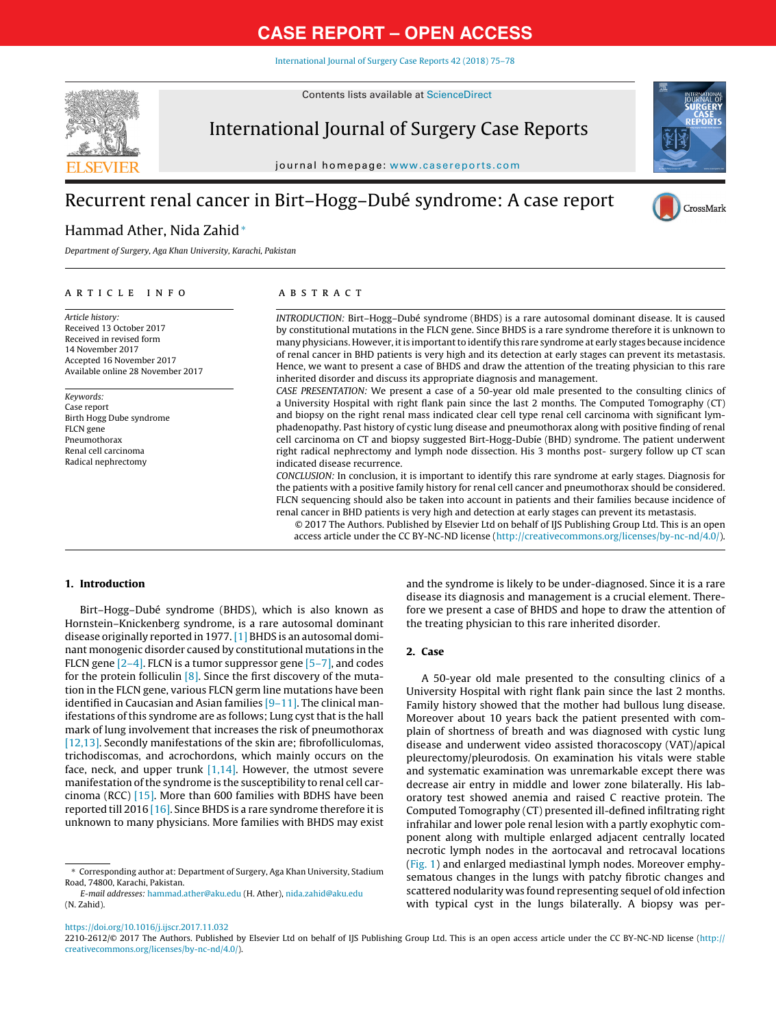# Recurrent renal cancer in Birt–Hogg–Dubé syndrome: A case report

Hammad Ather, Nida Zahid*

*Department of Surgery, Aga Khan University, Karachi, Pakistan*

## ARTICLE INFO

*Article history:*
Received 13 October 2017
Received in revised form
14 November 2017
Accepted 16 November 2017
Available online 28 November 2017

*Keywords:*
Case report
Birth Hogg Dube syndrome
FLCN gene
Pneumothorax
Renal cell carcinoma
Radical nephrectomy

## ABSTRACT

*INTRODUCTION:* Birt–Hogg–Dubé syndrome (BHDS) is a rare autosomal dominant disease. It is caused by constitutional mutations in the FLCN gene. Since BHDS is a rare syndrome therefore it is unknown to many physicians. However, it is important to identify this rare syndrome at early stages because incidence of renal cancer in BHD patients is very high and its detection at early stages can prevent its metastasis. Hence, we want to present a case of BHDS and draw the attention of the treating physician to this rare inherited disorder and discuss its appropriate diagnosis and management.

*CASE PRESENTATION:* We present a case of a 50-year old male presented to the consulting clinics of a University Hospital with right flank pain since the last 2 months. The Computed Tomography (CT) and biopsy on the right renal mass indicated clear cell type renal cell carcinoma with significant lymphadenopathy. Past history of cystic lung disease and pneumothorax along with positive finding of renal cell carcinoma on CT and biopsy suggested Birt-Hogg-Dubíe (BHD) syndrome. The patient underwent right radical nephrectomy and lymph node dissection. His 3 months post- surgery follow up CT scan indicated disease recurrence.

*CONCLUSION:* In conclusion, it is important to identify this rare syndrome at early stages. Diagnosis for the patients with a positive family history for renal cell cancer and pneumothorax should be considered. FLCN sequencing should also be taken into account in patients and their families because incidence of renal cancer in BHD patients is very high and detection at early stages can prevent its metastasis.

© 2017 The Authors. Published by Elsevier Ltd on behalf of IJS Publishing Group Ltd. This is an open access article under the CC BY-NC-ND license (http://creativecommons.org/licenses/by-nc-nd/4.0/).

## 1. Introduction

Birt–Hogg–Dubé syndrome (BHDS), which is also known as Hornstein–Knickenberg syndrome, is a rare autosomal dominant disease originally reported in 1977. [1] BHDS is an autosomal dominant monogenic disorder caused by constitutional mutations in the FLCN gene [2–4]. FLCN is a tumor suppressor gene [5–7], and codes for the protein folliculin [8]. Since the first discovery of the mutation in the FLCN gene, various FLCN germ line mutations have been identified in Caucasian and Asian families [9–11]. The clinical manifestations of this syndrome are as follows; Lung cyst that is the hall mark of lung involvement that increases the risk of pneumothorax [12,13]. Secondly manifestations of the skin are; fibrofolliculomas, trichodiscomas, and acrochordons, which mainly occurs on the face, neck, and upper trunk [1,14]. However, the utmost severe manifestation of the syndrome is the susceptibility to renal cell carcinoma (RCC) [15]. More than 600 families with BDHS have been reported till 2016 [16]. Since BHDS is a rare syndrome therefore it is unknown to many physicians. More families with BHDS may exist and the syndrome is likely to be under-diagnosed. Since it is a rare disease its diagnosis and management is a crucial element. Therefore we present a case of BHDS and hope to draw the attention of the treating physician to this rare inherited disorder.

## 2. Case

A 50-year old male presented to the consulting clinics of a University Hospital with right flank pain since the last 2 months. Family history showed that the mother had bullous lung disease. Moreover about 10 years back the patient presented with complain of shortness of breath and was diagnosed with cystic lung disease and underwent video assisted thoracoscopy (VAT)/apical pleurectomy/pleurodosis. On examination his vitals were stable and systematic examination was unremarkable except there was decrease air entry in middle and lower zone bilaterally. His laboratory test showed anemia and raised C reactive protein. The Computed Tomography (CT) presented ill-defined infiltrating right infrahilar and lower pole renal lesion with a partly exophytic component along with multiple enlarged adjacent centrally located necrotic lymph nodes in the aortocaval and retrocaval locations (Fig. 1) and enlarged mediastinal lymph nodes. Moreover emphysematous changes in the lungs with patchy fibrotic changes and scattered nodularity was found representing sequel of old infection with typical cyst in the lungs bilaterally. A biopsy was per-

* Corresponding author at: Department of Surgery, Aga Khan University, Stadium Road, 74800, Karachi, Pakistan.
*E-mail addresses:* hammad.ather@aku.edu (H. Ather), nida.zahid@aku.edu (N. Zahid).

https://doi.org/10.1016/j.ijscr.2017.11.032
2210-2612/© 2017 The Authors. Published by Elsevier Ltd on behalf of IJS Publishing Group Ltd. This is an open access article under the CC BY-NC-ND license (http://creativecommons.org/licenses/by-nc-nd/4.0/).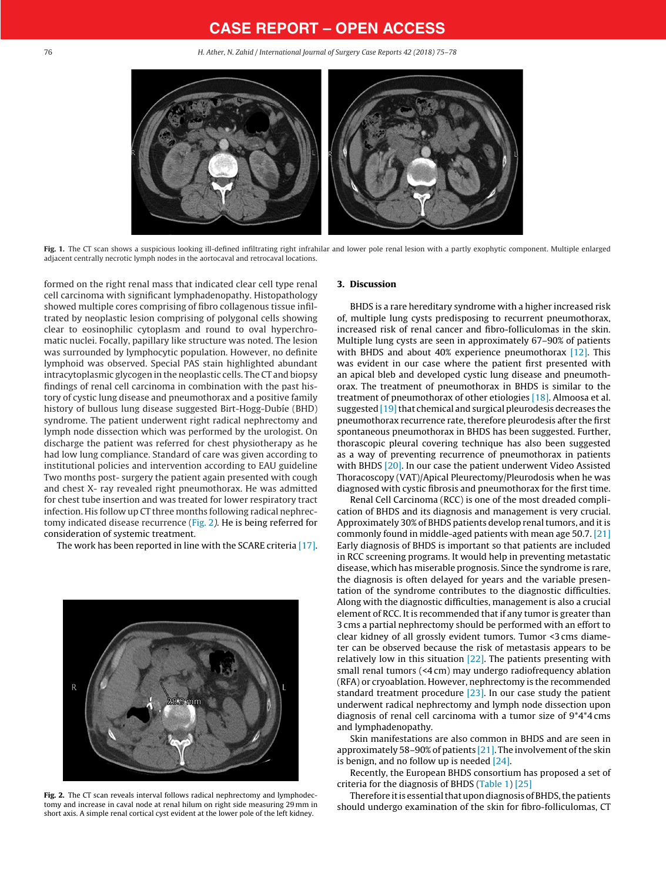Fig. 1. The CT scan shows a suspicious looking ill-defined infiltrating right infrahilar and lower pole renal lesion with a partly exophytic component. Multiple enlarged adjacent centrally necrotic lymph nodes in the aortocaval and retrocaval locations.

formed on the right renal mass that indicated clear cell type renal cell carcinoma with significant lymphadenopathy. Histopathology showed multiple cores comprising of fibro collagenous tissue infiltrated by neoplastic lesion comprising of polygonal cells showing clear to eosinophilic cytoplasm and round to oval hyperchromatic nuclei. Focally, papillary like structure was noted. The lesion was surrounded by lymphocytic population. However, no definite lymphoid was observed. Special PAS stain highlighted abundant intracytoplasmic glycogen in the neoplastic cells. The CT and biopsy findings of renal cell carcinoma in combination with the past history of cystic lung disease and pneumothorax and a positive family history of bullous lung disease suggested Birt-Hogg-Dubíe (BHD) syndrome. The patient underwent right radical nephrectomy and lymph node dissection which was performed by the urologist. On discharge the patient was referred for chest physiotherapy as he had low lung compliance. Standard of care was given according to institutional policies and intervention according to EAU guideline Two months post- surgery the patient again presented with cough and chest X- ray revealed right pneumothorax. He was admitted for chest tube insertion and was treated for lower respiratory tract infection. His follow up CT three months following radical nephrectomy indicated disease recurrence (Fig. 2). He is being referred for consideration of systemic treatment.

The work has been reported in line with the SCARE criteria [17].

Fig. 2. The CT scan reveals interval follows radical nephrectomy and lymphodectomy and increase in caval node at renal hilum on right side measuring 29 mm in short axis. A simple renal cortical cyst evident at the lower pole of the left kidney.

## 3. Discussion

BHDS is a rare hereditary syndrome with a higher increased risk of, multiple lung cysts predisposing to recurrent pneumothorax, increased risk of renal cancer and fibro-folliculomas in the skin. Multiple lung cysts are seen in approximately 67–90% of patients with BHDS and about 40% experience pneumothorax [12]. This was evident in our case where the patient first presented with an apical bleb and developed cystic lung disease and pneumothorax. The treatment of pneumothorax in BHDS is similar to the treatment of pneumothorax of other etiologies [18]. Almoosa et al. suggested [19] that chemical and surgical pleurodesis decreases the pneumothorax recurrence rate, therefore pleurodesis after the first spontaneous pneumothorax in BHDS has been suggested. Further, thoracoscopic pleural covering technique has also been suggested as a way of preventing recurrence of pneumothorax in patients with BHDS [20]. In our case the patient underwent Video Assisted Thoracoscopy (VAT)/Apical Pleurectomy/Pleurodosis when he was diagnosed with cystic fibrosis and pneumothorax for the first time.

Renal Cell Carcinoma (RCC) is one of the most dreaded complication of BHDS and its diagnosis and management is very crucial. Approximately 30% of BHDS patients develop renal tumors, and it is commonly found in middle-aged patients with mean age 50.7. [21] Early diagnosis of BHDS is important so that patients are included in RCC screening programs. It would help in preventing metastatic disease, which has miserable prognosis. Since the syndrome is rare, the diagnosis is often delayed for years and the variable presentation of the syndrome contributes to the diagnostic difficulties. Along with the diagnostic difficulties, management is also a crucial element of RCC. It is recommended that if any tumor is greater than 3 cms a partial nephrectomy should be performed with an effort to clear kidney of all grossly evident tumors. Tumor <3 cms diameter can be observed because the risk of metastasis appears to be relatively low in this situation [22]. The patients presenting with small renal tumors (<4 cm) may undergo radiofrequency ablation (RFA) or cryoablation. However, nephrectomy is the recommended standard treatment procedure [23]. In our case study the patient underwent radical nephrectomy and lymph node dissection upon diagnosis of renal cell carcinoma with a tumor size of 9*4*4 cms and lymphadenopathy.

Skin manifestations are also common in BHDS and are seen in approximately 58–90% of patients [21]. The involvement of the skin is benign, and no follow up is needed [24].

Recently, the European BHDS consortium has proposed a set of criteria for the diagnosis of BHDS (Table 1) [25]

Therefore it is essential that upon diagnosis of BHDS, the patients should undergo examination of the skin for fibro-folliculomas, CT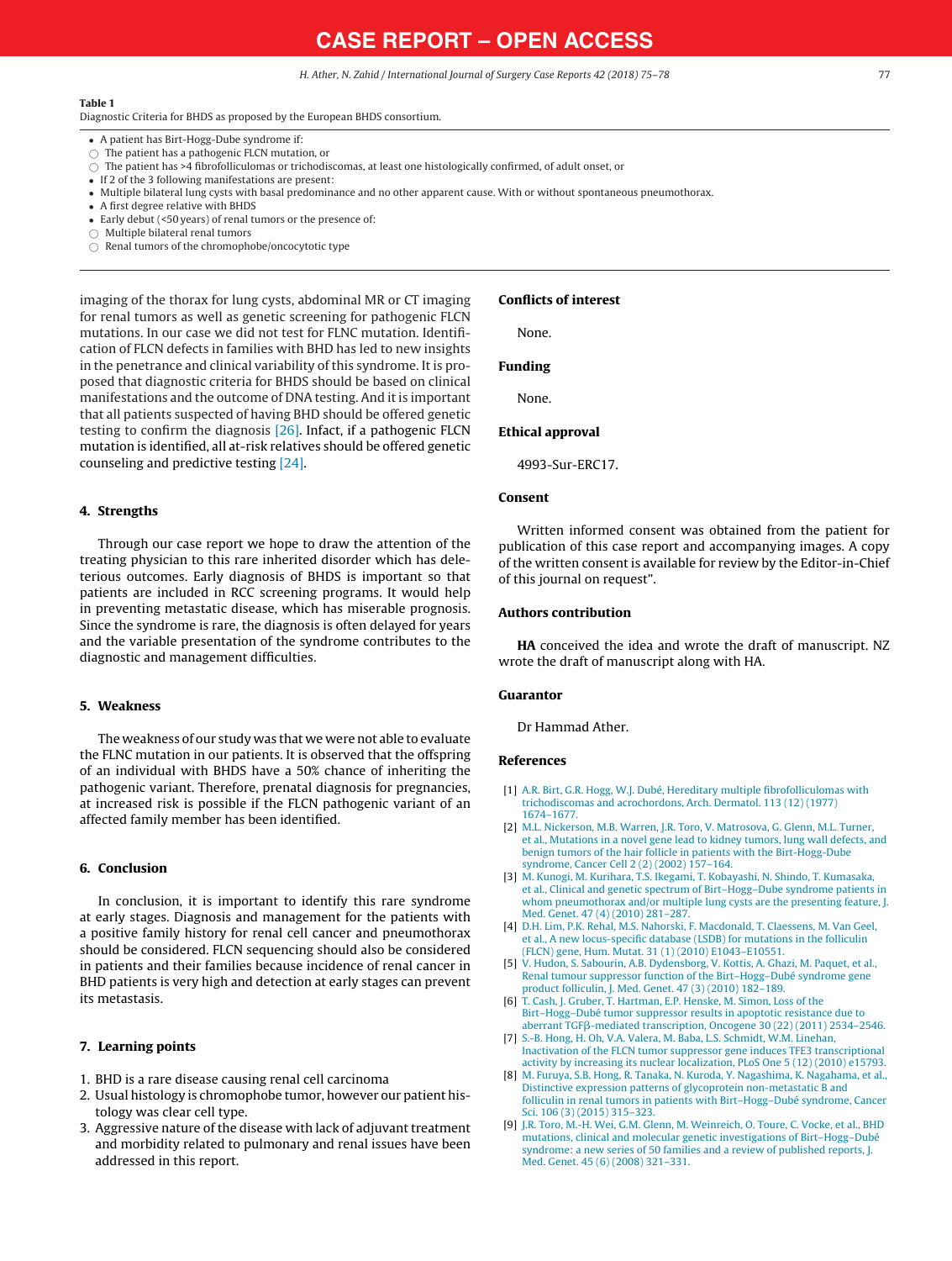**Table 1**
Diagnostic Criteria for BHDS as proposed by the European BHDS consortium.

- A patient has Birt-Hogg-Dube syndrome if:
  - The patient has a pathogenic FLCN mutation, or
  - The patient has >4 fibrofolliculomas or trichodiscomas, at least one histologically confirmed, of adult onset, or
- If 2 of the 3 following manifestations are present:
- Multiple bilateral lung cysts with basal predominance and no other apparent cause. With or without spontaneous pneumothorax.
- A first degree relative with BHDS
- Early debut (<50 years) of renal tumors or the presence of:
  - Multiple bilateral renal tumors
  - Renal tumors of the chromophobe/oncocytotic type

imaging of the thorax for lung cysts, abdominal MR or CT imaging for renal tumors as well as genetic screening for pathogenic FLCN mutations. In our case we did not test for FLNC mutation. Identification of FLCN defects in families with BHD has led to new insights in the penetrance and clinical variability of this syndrome. It is proposed that diagnostic criteria for BHDS should be based on clinical manifestations and the outcome of DNA testing. And it is important that all patients suspected of having BHD should be offered genetic testing to confirm the diagnosis [26]. Infact, if a pathogenic FLCN mutation is identified, all at-risk relatives should be offered genetic counseling and predictive testing [24].

## 4. Strengths

Through our case report we hope to draw the attention of the treating physician to this rare inherited disorder which has deleterious outcomes. Early diagnosis of BHDS is important so that patients are included in RCC screening programs. It would help in preventing metastatic disease, which has miserable prognosis. Since the syndrome is rare, the diagnosis is often delayed for years and the variable presentation of the syndrome contributes to the diagnostic and management difficulties.

## 5. Weakness

The weakness of our study was that we were not able to evaluate the FLNC mutation in our patients. It is observed that the offspring of an individual with BHDS have a 50% chance of inheriting the pathogenic variant. Therefore, prenatal diagnosis for pregnancies, at increased risk is possible if the FLCN pathogenic variant of an affected family member has been identified.

## 6. Conclusion

In conclusion, it is important to identify this rare syndrome at early stages. Diagnosis and management for the patients with a positive family history for renal cell cancer and pneumothorax should be considered. FLCN sequencing should also be considered in patients and their families because incidence of renal cancer in BHD patients is very high and detection at early stages can prevent its metastasis.

## 7. Learning points

1. BHD is a rare disease causing renal cell carcinoma
2. Usual histology is chromophobe tumor, however our patient histology was clear cell type.
3. Aggressive nature of the disease with lack of adjuvant treatment and morbidity related to pulmonary and renal issues have been addressed in this report.

## Conflicts of interest

None.

## Funding

None.

## Ethical approval

4993-Sur-ERC17.

## Consent

Written informed consent was obtained from the patient for publication of this case report and accompanying images. A copy of the written consent is available for review by the Editor-in-Chief of this journal on request".

## Authors contribution

**HA** conceived the idea and wrote the draft of manuscript. NZ wrote the draft of manuscript along with HA.

## Guarantor

Dr Hammad Ather.

## References

[1] A.R. Birt, G.R. Hogg, W.J. Dubé, Hereditary multiple fibrofolliculomas with trichodiscomas and acrochordons, Arch. Dermatol. 113 (12) (1977) 1674–1677.

[2] M.L. Nickerson, M.B. Warren, J.R. Toro, V. Matrosova, G. Glenn, M.L. Turner, et al., Mutations in a novel gene lead to kidney tumors, lung wall defects, and benign tumors of the hair follicle in patients with the Birt-Hogg-Dube syndrome, Cancer Cell 2 (2) (2002) 157–164.

[3] M. Kunogi, M. Kurihara, T.S. Ikegami, T. Kobayashi, N. Shindo, T. Kumasaka, et al., Clinical and genetic spectrum of Birt–Hogg–Dube syndrome patients in whom pneumothorax and/or multiple lung cysts are the presenting feature, J. Med. Genet. 47 (4) (2010) 281–287.

[4] D.H. Lim, P.K. Rehal, M.S. Nahorski, F. Macdonald, T. Claessens, M. Van Geel, et al., A new locus-specific database (LSDB) for mutations in the folliculin (FLCN) gene, Hum. Mutat. 31 (1) (2010) E1043–E10551.

[5] V. Hudon, S. Sabourin, A.B. Dydensborg, V. Kottis, A. Ghazi, M. Paquet, et al., Renal tumour suppressor function of the Birt–Hogg–Dubé syndrome gene product folliculin, J. Med. Genet. 47 (3) (2010) 182–189.

[6] T. Cash, J. Gruber, T. Hartman, E.P. Henske, M. Simon, Loss of the Birt–Hogg–Dubé tumor suppressor results in apoptotic resistance due to aberrant TGFβ-mediated transcription, Oncogene 30 (22) (2011) 2534–2546.

[7] S.-B. Hong, H. Oh, V.A. Valera, M. Baba, L.S. Schmidt, W.M. Linehan, Inactivation of the FLCN tumor suppressor gene induces TFE3 transcriptional activity by increasing its nuclear localization, PLoS One 5 (12) (2010) e15793.

[8] M. Furuya, S.B. Hong, R. Tanaka, N. Kuroda, Y. Nagashima, K. Nagahama, et al., Distinctive expression patterns of glycoprotein non-metastatic B and folliculin in renal tumors in patients with Birt–Hogg–Dubé syndrome, Cancer Sci. 106 (3) (2015) 315–323.

[9] J.R. Toro, M.-H. Wei, G.M. Glenn, M. Weinreich, O. Toure, C. Vocke, et al., BHD mutations, clinical and molecular genetic investigations of Birt–Hogg–Dubé syndrome: a new series of 50 families and a review of published reports, J. Med. Genet. 45 (6) (2008) 321–331.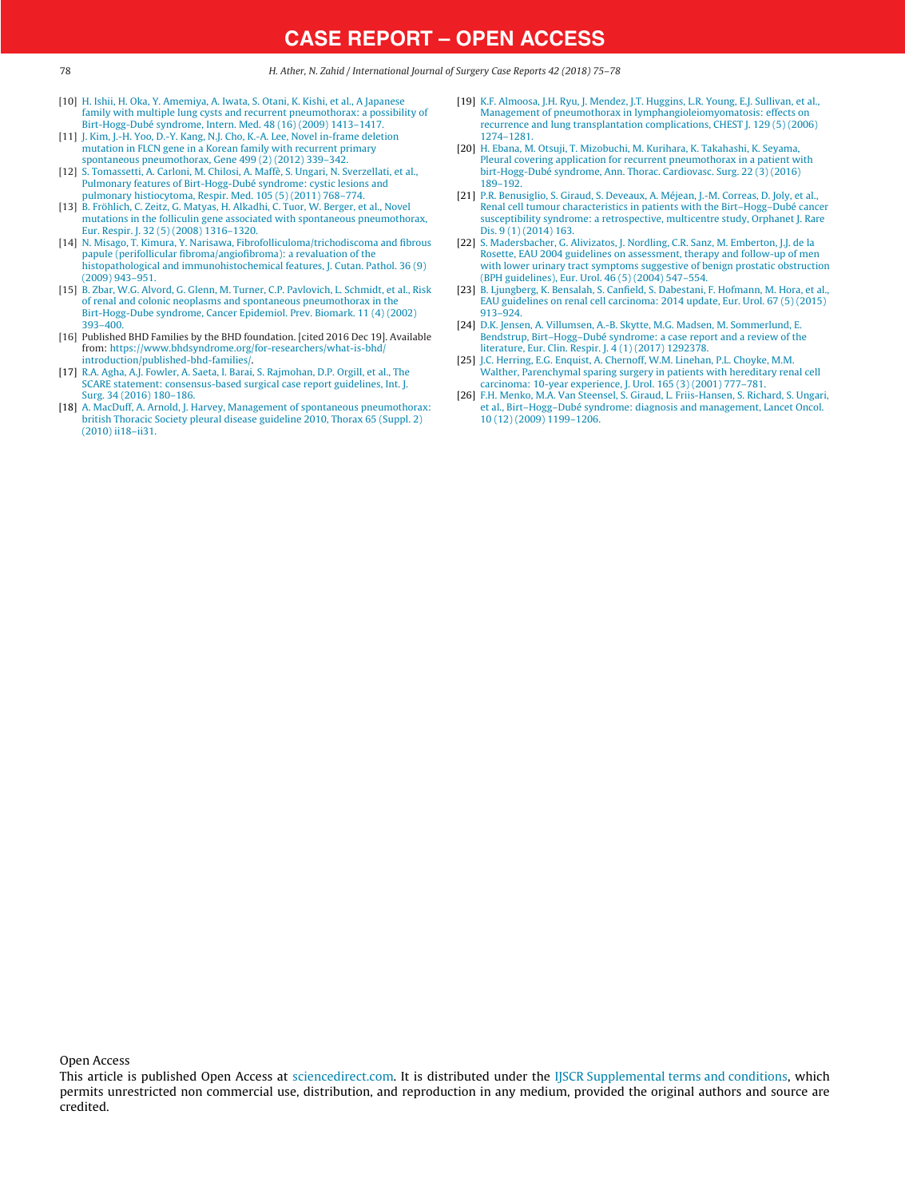[10] H. Ishii, H. Oka, Y. Amemiya, A. Iwata, S. Otani, K. Kishi, et al., A Japanese family with multiple lung cysts and recurrent pneumothorax: a possibility of Birt-Hogg-Dubé syndrome, Intern. Med. 48 (16) (2009) 1413–1417.

[11] J. Kim, J.-H. Yoo, D.-Y. Kang, N.J. Cho, K.-A. Lee, Novel in-frame deletion mutation in FLCN gene in a Korean family with recurrent primary spontaneous pneumothorax, Gene 499 (2) (2012) 339–342.

[12] S. Tomassetti, A. Carloni, M. Chilosi, A. Maffè, S. Ungari, N. Sverzellati, et al., Pulmonary features of Birt-Hogg-Dubé syndrome: cystic lesions and pulmonary histiocytoma, Respir. Med. 105 (5) (2011) 768–774.

[13] B. Fröhlich, C. Zeitz, G. Matyas, H. Alkadhi, C. Tuor, W. Berger, et al., Novel mutations in the folliculin gene associated with spontaneous pneumothorax, Eur. Respir. J. 32 (5) (2008) 1316–1320.

[14] N. Misago, T. Kimura, Y. Narisawa, Fibrofolliculoma/trichodiscoma and fibrous papule (perifollicular fibroma/angiofibroma): a revaluation of the histopathological and immunohistochemical features, J. Cutan. Pathol. 36 (9) (2009) 943–951.

[15] B. Zbar, W.G. Alvord, G. Glenn, M. Turner, C.P. Pavlovich, L. Schmidt, et al., Risk of renal and colonic neoplasms and spontaneous pneumothorax in the Birt-Hogg-Dube syndrome, Cancer Epidemiol. Prev. Biomark. 11 (4) (2002) 393–400.

[16] Published BHD Families by the BHD foundation. [cited 2016 Dec 19]. Available from: https://www.bhdsyndrome.org/for-researchers/what-is-bhd/introduction/published-bhd-families/.

[17] R.A. Agha, A.J. Fowler, A. Saeta, I. Barai, S. Rajmohan, D.P. Orgill, et al., The SCARE statement: consensus-based surgical case report guidelines, Int. J. Surg. 34 (2016) 180–186.

[18] A. MacDuff, A. Arnold, J. Harvey, Management of spontaneous pneumothorax: british Thoracic Society pleural disease guideline 2010, Thorax 65 (Suppl. 2) (2010) ii18–ii31.

[19] K.F. Almoosa, J.H. Ryu, J. Mendez, J.T. Huggins, L.R. Young, E.J. Sullivan, et al., Management of pneumothorax in lymphangioleiomyomatosis: effects on recurrence and lung transplantation complications, CHEST J. 129 (5) (2006) 1274–1281.

[20] H. Ebana, M. Otsuji, T. Mizobuchi, M. Kurihara, K. Takahashi, K. Seyama, Pleural covering application for recurrent pneumothorax in a patient with birt-Hogg-Dubé syndrome, Ann. Thorac. Cardiovasc. Surg. 22 (3) (2016) 189–192.

[21] P.R. Benusiglio, S. Giraud, S. Deveaux, A. Méjean, J.-M. Correas, D. Joly, et al., Renal cell tumour characteristics in patients with the Birt–Hogg–Dubé cancer susceptibility syndrome: a retrospective, multicentre study, Orphanet J. Rare Dis. 9 (1) (2014) 163.

[22] S. Madersbacher, G. Alivizatos, J. Nordling, C.R. Sanz, M. Emberton, J.J. de la Rosette, EAU 2004 guidelines on assessment, therapy and follow-up of men with lower urinary tract symptoms suggestive of benign prostatic obstruction (BPH guidelines), Eur. Urol. 46 (5) (2004) 547–554.

[23] B. Ljungberg, K. Bensalah, S. Canfield, S. Dabestani, F. Hofmann, M. Hora, et al., EAU guidelines on renal cell carcinoma: 2014 update, Eur. Urol. 67 (5) (2015) 913–924.

[24] D.K. Jensen, A. Villumsen, A.-B. Skytte, M.G. Madsen, M. Sommerlund, E. Bendstrup, Birt–Hogg–Dubé syndrome: a case report and a review of the literature, Eur. Clin. Respir. J. 4 (1) (2017) 1292378.

[25] J.C. Herring, E.G. Enquist, A. Chernoff, W.M. Linehan, P.L. Choyke, M.M. Walther, Parenchymal sparing surgery in patients with hereditary renal cell carcinoma: 10-year experience, J. Urol. 165 (3) (2001) 777–781.

[26] F.H. Menko, M.A. Van Steensel, S. Giraud, L. Friis-Hansen, S. Richard, S. Ungari, et al., Birt–Hogg–Dubé syndrome: diagnosis and management, Lancet Oncol. 10 (12) (2009) 1199–1206.

Open Access

This article is published Open Access at sciencedirect.com. It is distributed under the IJSCR Supplemental terms and conditions, which permits unrestricted non commercial use, distribution, and reproduction in any medium, provided the original authors and source are credited.